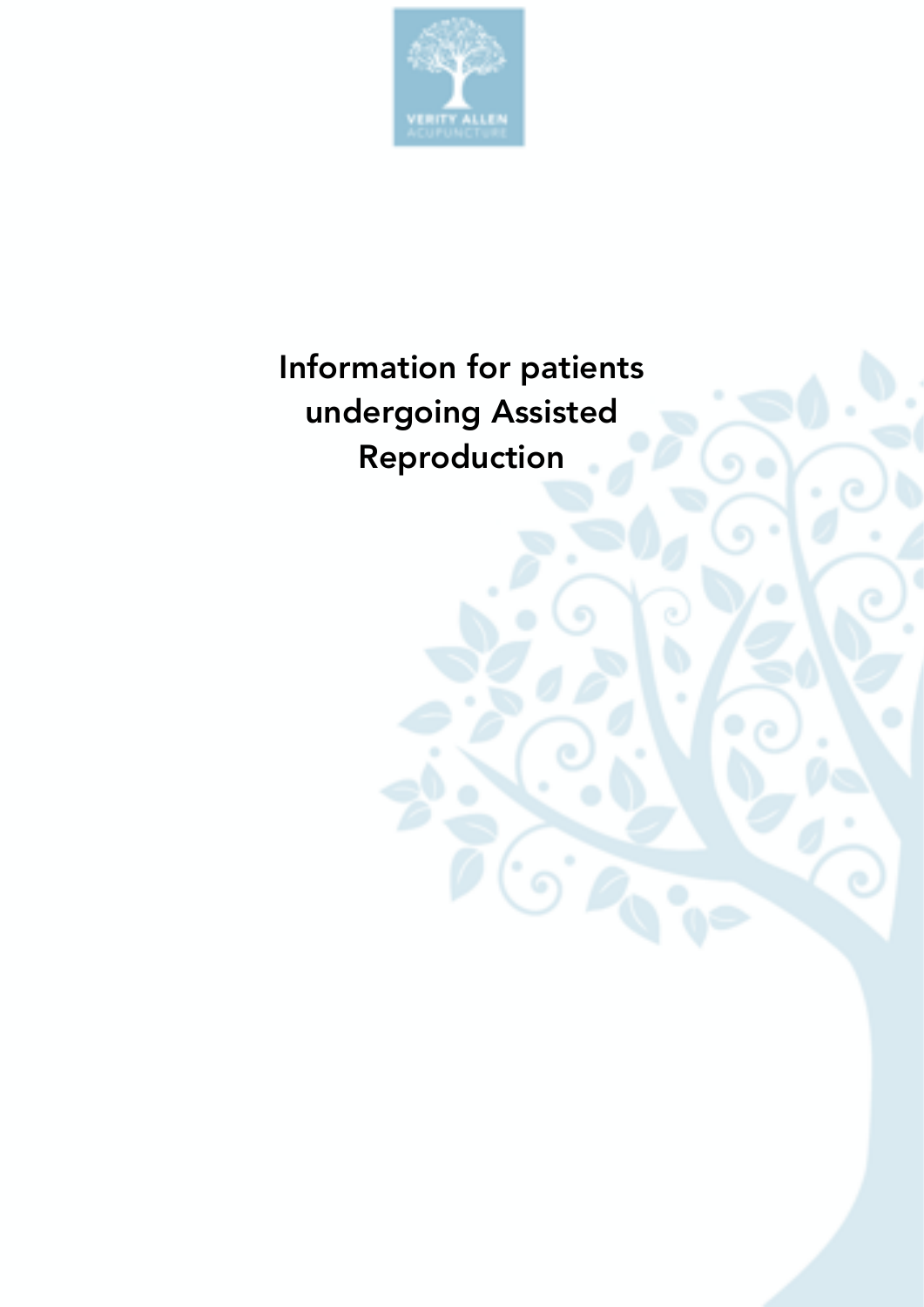# Information for patients undergoing Assisted Reproduction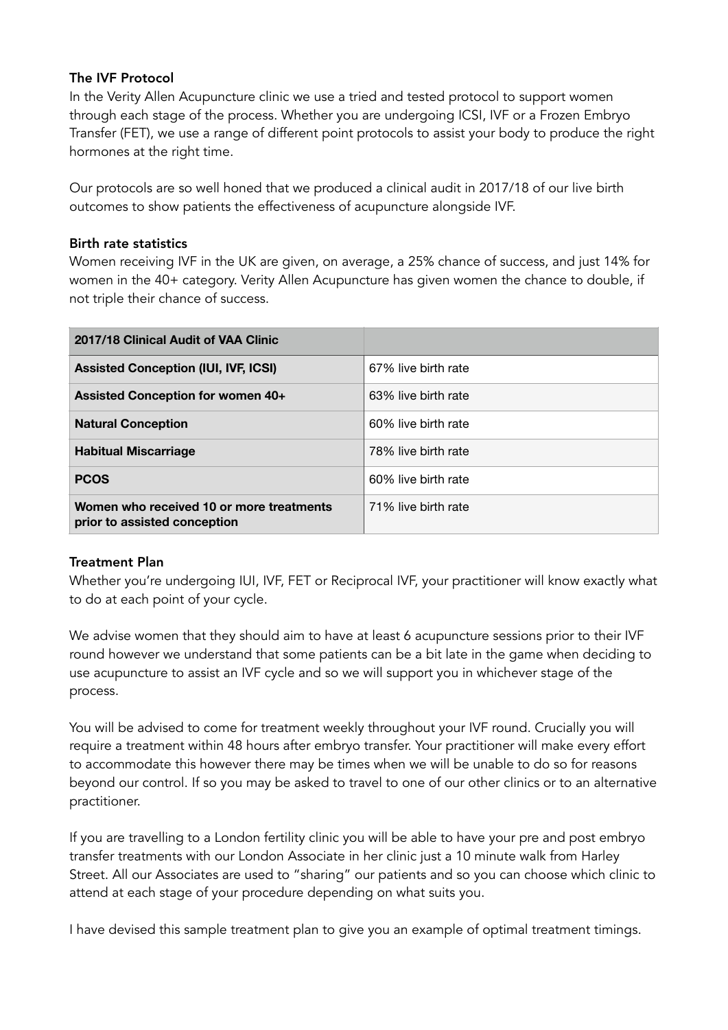### The IVF Protocol

In the Verity Allen Acupuncture clinic we use a tried and tested protocol to support women through each stage of the process. Whether you are undergoing ICSI, IVF or a Frozen Embryo Transfer (FET), we use a range of different point protocols to assist your body to produce the right hormones at the right time.

Our protocols are so well honed that we produced a clinical audit in 2017/18 of our live birth outcomes to show patients the effectiveness of acupuncture alongside IVF.

### Birth rate statistics

Women receiving IVF in the UK are given, on average, a 25% chance of success, and just 14% for women in the 40+ category. Verity Allen Acupuncture has given women the chance to double, if not triple their chance of success.

| 2017/18 Clinical Audit of VAA Clinic | |
|---|---|
| **Assisted Conception (IUI, IVF, ICSI)** | 67% live birth rate |
| **Assisted Conception for women 40+** | 63% live birth rate |
| **Natural Conception** | 60% live birth rate |
| **Habitual Miscarriage** | 78% live birth rate |
| **PCOS** | 60% live birth rate |
| **Women who received 10 or more treatments prior to assisted conception** | 71% live birth rate |

### Treatment Plan

Whether you're undergoing IUI, IVF, FET or Reciprocal IVF, your practitioner will know exactly what to do at each point of your cycle.

We advise women that they should aim to have at least 6 acupuncture sessions prior to their IVF round however we understand that some patients can be a bit late in the game when deciding to use acupuncture to assist an IVF cycle and so we will support you in whichever stage of the process.

You will be advised to come for treatment weekly throughout your IVF round. Crucially you will require a treatment within 48 hours after embryo transfer. Your practitioner will make every effort to accommodate this however there may be times when we will be unable to do so for reasons beyond our control. If so you may be asked to travel to one of our other clinics or to an alternative practitioner.

If you are travelling to a London fertility clinic you will be able to have your pre and post embryo transfer treatments with our London Associate in her clinic just a 10 minute walk from Harley Street. All our Associates are used to "sharing" our patients and so you can choose which clinic to attend at each stage of your procedure depending on what suits you.

I have devised this sample treatment plan to give you an example of optimal treatment timings.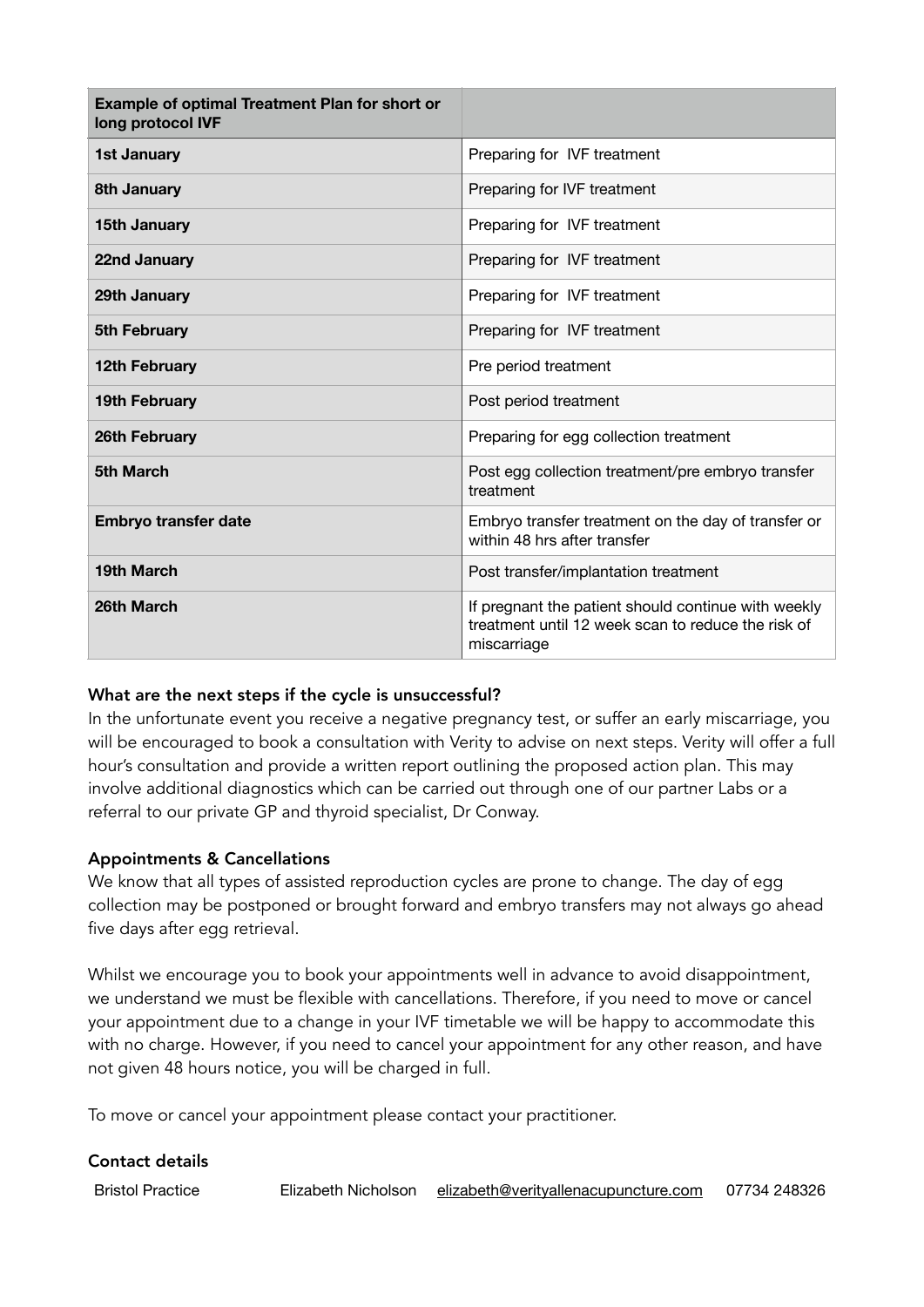| **Example of optimal Treatment Plan for short or long protocol IVF** | |
|---|---|
| **1st January** | Preparing for IVF treatment |
| **8th January** | Preparing for IVF treatment |
| **15th January** | Preparing for IVF treatment |
| **22nd January** | Preparing for IVF treatment |
| **29th January** | Preparing for IVF treatment |
| **5th February** | Preparing for IVF treatment |
| **12th February** | Pre period treatment |
| **19th February** | Post period treatment |
| **26th February** | Preparing for egg collection treatment |
| **5th March** | Post egg collection treatment/pre embryo transfer treatment |
| **Embryo transfer date** | Embryo transfer treatment on the day of transfer or within 48 hrs after transfer |
| **19th March** | Post transfer/implantation treatment |
| **26th March** | If pregnant the patient should continue with weekly treatment until 12 week scan to reduce the risk of miscarriage |

### What are the next steps if the cycle is unsuccessful?

In the unfortunate event you receive a negative pregnancy test, or suffer an early miscarriage, you will be encouraged to book a consultation with Verity to advise on next steps. Verity will offer a full hour's consultation and provide a written report outlining the proposed action plan. This may involve additional diagnostics which can be carried out through one of our partner Labs or a referral to our private GP and thyroid specialist, Dr Conway.

### Appointments & Cancellations

We know that all types of assisted reproduction cycles are prone to change. The day of egg collection may be postponed or brought forward and embryo transfers may not always go ahead five days after egg retrieval.

Whilst we encourage you to book your appointments well in advance to avoid disappointment, we understand we must be flexible with cancellations. Therefore, if you need to move or cancel your appointment due to a change in your IVF timetable we will be happy to accommodate this with no charge. However, if you need to cancel your appointment for any other reason, and have not given 48 hours notice, you will be charged in full.

To move or cancel your appointment please contact your practitioner.

### Contact details

| Bristol Practice | Elizabeth Nicholson | elizabeth@verityallenacupuncture.com | 07734 248326 |
|---|---|---|---|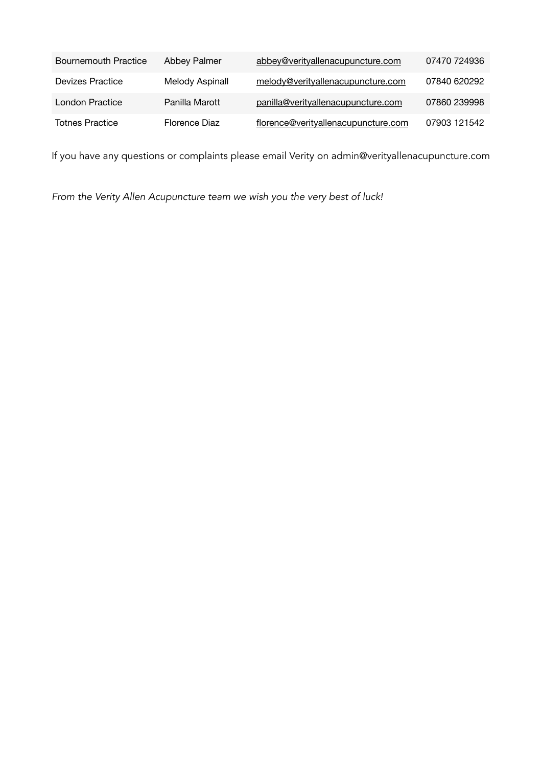| | | | |
|---|---|---|---|
| Bournemouth Practice | Abbey Palmer | abbey@verityallenacupuncture.com | 07470 724936 |
| Devizes Practice | Melody Aspinall | melody@verityallenacupuncture.com | 07840 620292 |
| London Practice | Panilla Marott | panilla@verityallenacupuncture.com | 07860 239998 |
| Totnes Practice | Florence Diaz | florence@verityallenacupuncture.com | 07903 121542 |

If you have any questions or complaints please email Verity on admin@verityallenacupuncture.com

*From the Verity Allen Acupuncture team we wish you the very best of luck!*